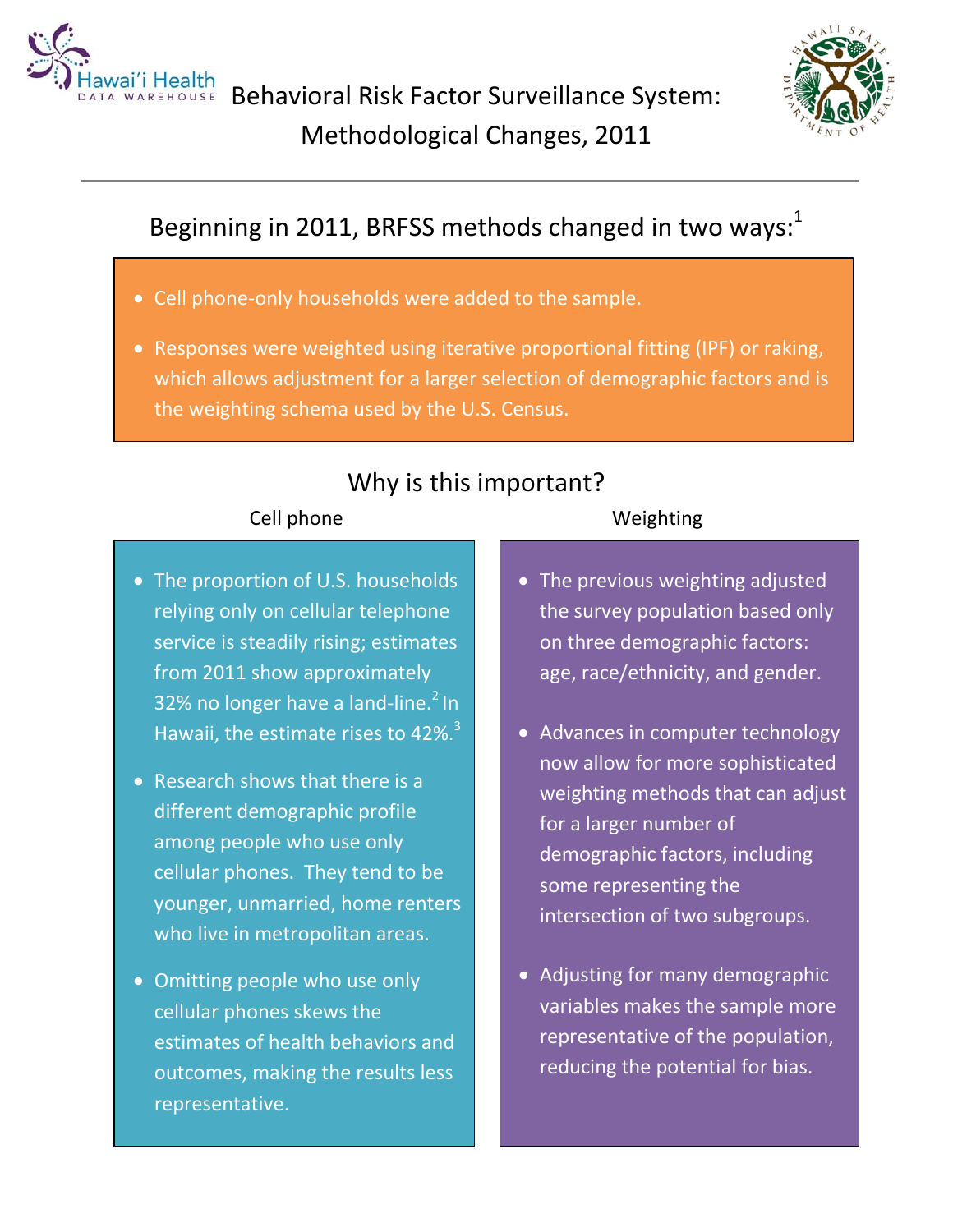# Behavioral Risk Factor Surveillance System: Methodological Changes, 2011

## Beginning in 2011, BRFSS methods changed in two ways:[1]

- Cell phone-only households were added to the sample.
- Responses were weighted using iterative proportional fitting (IPF) or raking, which allows adjustment for a larger selection of demographic factors and is the weighting schema used by the U.S. Census.

## Why is this important?

### Cell phone

- The proportion of U.S. households relying only on cellular telephone service is steadily rising; estimates from 2011 show approximately 32% no longer have a land-line.[2] In Hawaii, the estimate rises to 42%.[3]
- Research shows that there is a different demographic profile among people who use only cellular phones. They tend to be younger, unmarried, home renters who live in metropolitan areas.
- Omitting people who use only cellular phones skews the estimates of health behaviors and outcomes, making the results less representative.

### Weighting

- The previous weighting adjusted the survey population based only on three demographic factors: age, race/ethnicity, and gender.
- Advances in computer technology now allow for more sophisticated weighting methods that can adjust for a larger number of demographic factors, including some representing the intersection of two subgroups.
- Adjusting for many demographic variables makes the sample more representative of the population, reducing the potential for bias.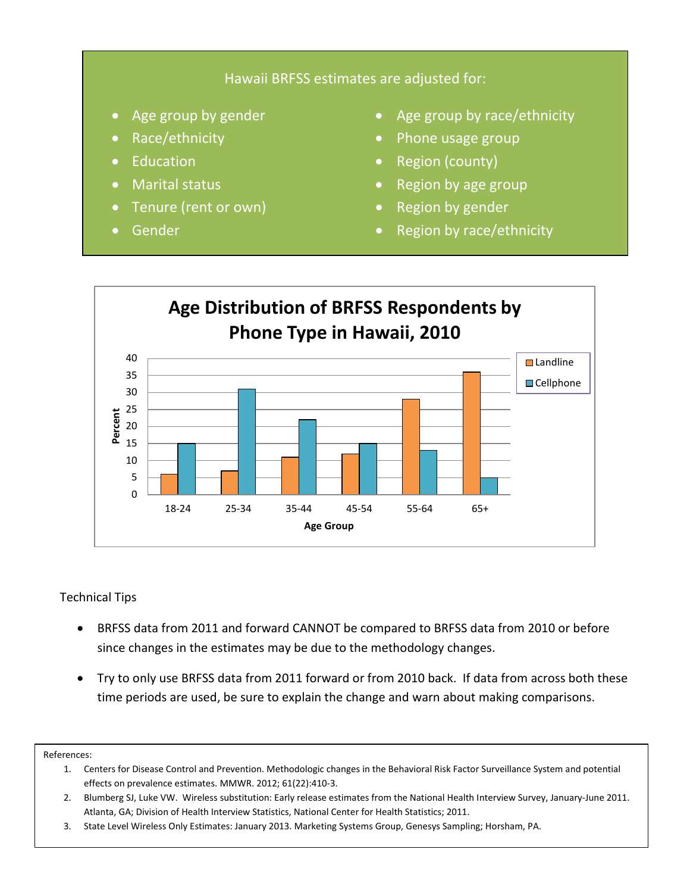Hawaii BRFSS estimates are adjusted for:

- Age group by gender
- Race/ethnicity
- Education
- Marital status
- Tenure (rent or own)
- Gender
- Age group by race/ethnicity
- Phone usage group
- Region (county)
- Region by age group
- Region by gender
- Region by race/ethnicity

**Age Distribution of BRFSS Respondents by Phone Type in Hawaii, 2010**

Percent

40
35
30
25
20
15
10
5
0

18-24
25-34
35-44
45-54
55-64
65+

Age Group

Landline
Cellphone

Technical Tips

- BRFSS data from 2011 and forward CANNOT be compared to BRFSS data from 2010 or before since changes in the estimates may be due to the methodology changes.
- Try to only use BRFSS data from 2011 forward or from 2010 back. If data from across both these time periods are used, be sure to explain the change and warn about making comparisons.

References:

1. Centers for Disease Control and Prevention. Methodologic changes in the Behavioral Risk Factor Surveillance System and potential effects on prevalence estimates. MMWR. 2012; 61(22):410-3.
2. Blumberg SJ, Luke VW. Wireless substitution: Early release estimates from the National Health Interview Survey, January-June 2011. Atlanta, GA; Division of Health Interview Statistics, National Center for Health Statistics; 2011.
3. State Level Wireless Only Estimates: January 2013. Marketing Systems Group, Genesys Sampling; Horsham, PA.